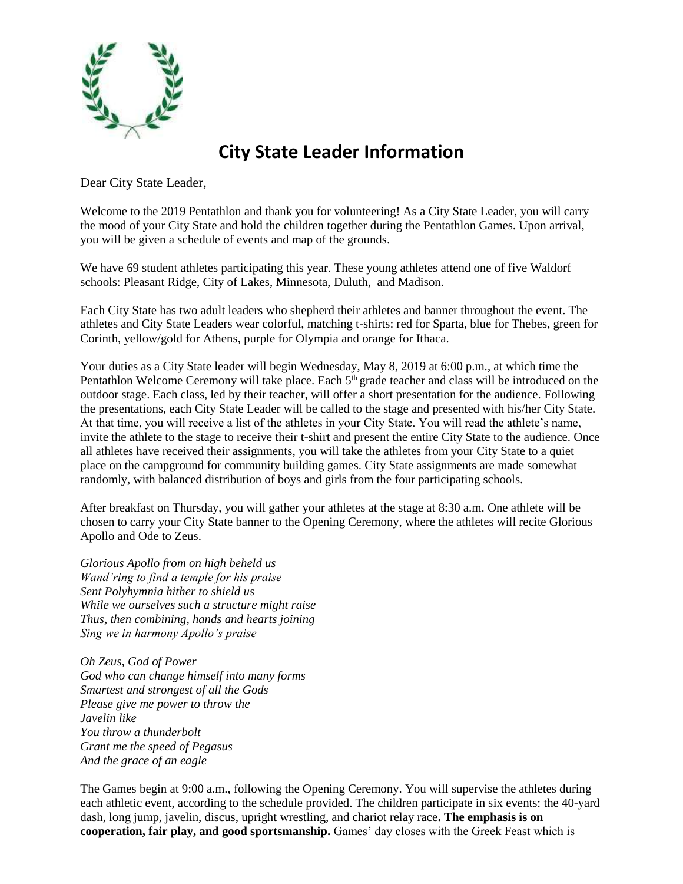# City State Leader Information

Dear City State Leader,

Welcome to the 2019 Pentathlon and thank you for volunteering! As a City State Leader, you will carry the mood of your City State and hold the children together during the Pentathlon Games. Upon arrival, you will be given a schedule of events and map of the grounds.

We have 69 student athletes participating this year. These young athletes attend one of five Waldorf schools: Pleasant Ridge, City of Lakes, Minnesota, Duluth, and Madison.

Each City State has two adult leaders who shepherd their athletes and banner throughout the event. The athletes and City State Leaders wear colorful, matching t-shirts: red for Sparta, blue for Thebes, green for Corinth, yellow/gold for Athens, purple for Olympia and orange for Ithaca.

Your duties as a City State leader will begin Wednesday, May 8, 2019 at 6:00 p.m., at which time the Pentathlon Welcome Ceremony will take place. Each 5th grade teacher and class will be introduced on the outdoor stage. Each class, led by their teacher, will offer a short presentation for the audience. Following the presentations, each City State Leader will be called to the stage and presented with his/her City State. At that time, you will receive a list of the athletes in your City State. You will read the athlete's name, invite the athlete to the stage to receive their t-shirt and present the entire City State to the audience. Once all athletes have received their assignments, you will take the athletes from your City State to a quiet place on the campground for community building games. City State assignments are made somewhat randomly, with balanced distribution of boys and girls from the four participating schools.

After breakfast on Thursday, you will gather your athletes at the stage at 8:30 a.m. One athlete will be chosen to carry your City State banner to the Opening Ceremony, where the athletes will recite Glorious Apollo and Ode to Zeus.

*Glorious Apollo from on high beheld us*
*Wand'ring to find a temple for his praise*
*Sent Polyhymnia hither to shield us*
*While we ourselves such a structure might raise*
*Thus, then combining, hands and hearts joining*
*Sing we in harmony Apollo's praise*

*Oh Zeus, God of Power*
*God who can change himself into many forms*
*Smartest and strongest of all the Gods*
*Please give me power to throw the*
*Javelin like*
*You throw a thunderbolt*
*Grant me the speed of Pegasus*
*And the grace of an eagle*

The Games begin at 9:00 a.m., following the Opening Ceremony. You will supervise the athletes during each athletic event, according to the schedule provided. The children participate in six events: the 40-yard dash, long jump, javelin, discus, upright wrestling, and chariot relay race**. The emphasis is on cooperation, fair play, and good sportsmanship.** Games' day closes with the Greek Feast which is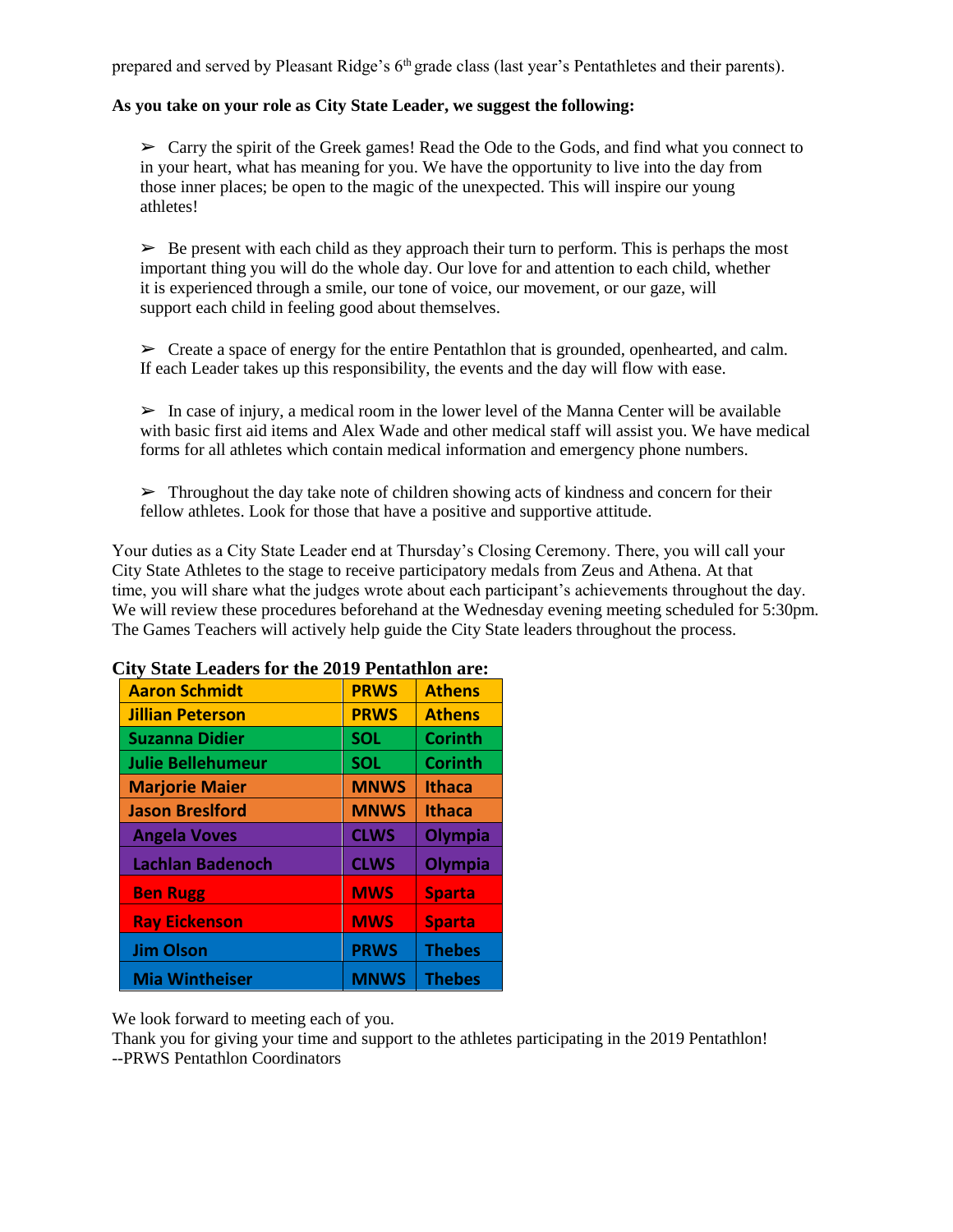prepared and served by Pleasant Ridge's 6th grade class (last year's Pentathletes and their parents).

**As you take on your role as City State Leader, we suggest the following:**

➢ Carry the spirit of the Greek games! Read the Ode to the Gods, and find what you connect to in your heart, what has meaning for you. We have the opportunity to live into the day from those inner places; be open to the magic of the unexpected. This will inspire our young athletes!

➢ Be present with each child as they approach their turn to perform. This is perhaps the most important thing you will do the whole day. Our love for and attention to each child, whether it is experienced through a smile, our tone of voice, our movement, or our gaze, will support each child in feeling good about themselves.

➢ Create a space of energy for the entire Pentathlon that is grounded, openhearted, and calm. If each Leader takes up this responsibility, the events and the day will flow with ease.

➢ In case of injury, a medical room in the lower level of the Manna Center will be available with basic first aid items and Alex Wade and other medical staff will assist you. We have medical forms for all athletes which contain medical information and emergency phone numbers.

➢ Throughout the day take note of children showing acts of kindness and concern for their fellow athletes. Look for those that have a positive and supportive attitude.

Your duties as a City State Leader end at Thursday's Closing Ceremony. There, you will call your City State Athletes to the stage to receive participatory medals from Zeus and Athena. At that time, you will share what the judges wrote about each participant's achievements throughout the day. We will review these procedures beforehand at the Wednesday evening meeting scheduled for 5:30pm. The Games Teachers will actively help guide the City State leaders throughout the process.

**City State Leaders for the 2019 Pentathlon are:**

| | | |
|---|---|---|
| Aaron Schmidt | PRWS | Athens |
| Jillian Peterson | PRWS | Athens |
| Suzanna Didier | SOL | Corinth |
| Julie Bellehumeur | SOL | Corinth |
| Marjorie Maier | MNWS | Ithaca |
| Jason Breslford | MNWS | Ithaca |
| Angela Voves | CLWS | Olympia |
| Lachlan Badenoch | CLWS | Olympia |
| Ben Rugg | MWS | Sparta |
| Ray Eickenson | MWS | Sparta |
| Jim Olson | PRWS | Thebes |
| Mia Wintheiser | MNWS | Thebes |

We look forward to meeting each of you.
Thank you for giving your time and support to the athletes participating in the 2019 Pentathlon!
--PRWS Pentathlon Coordinators